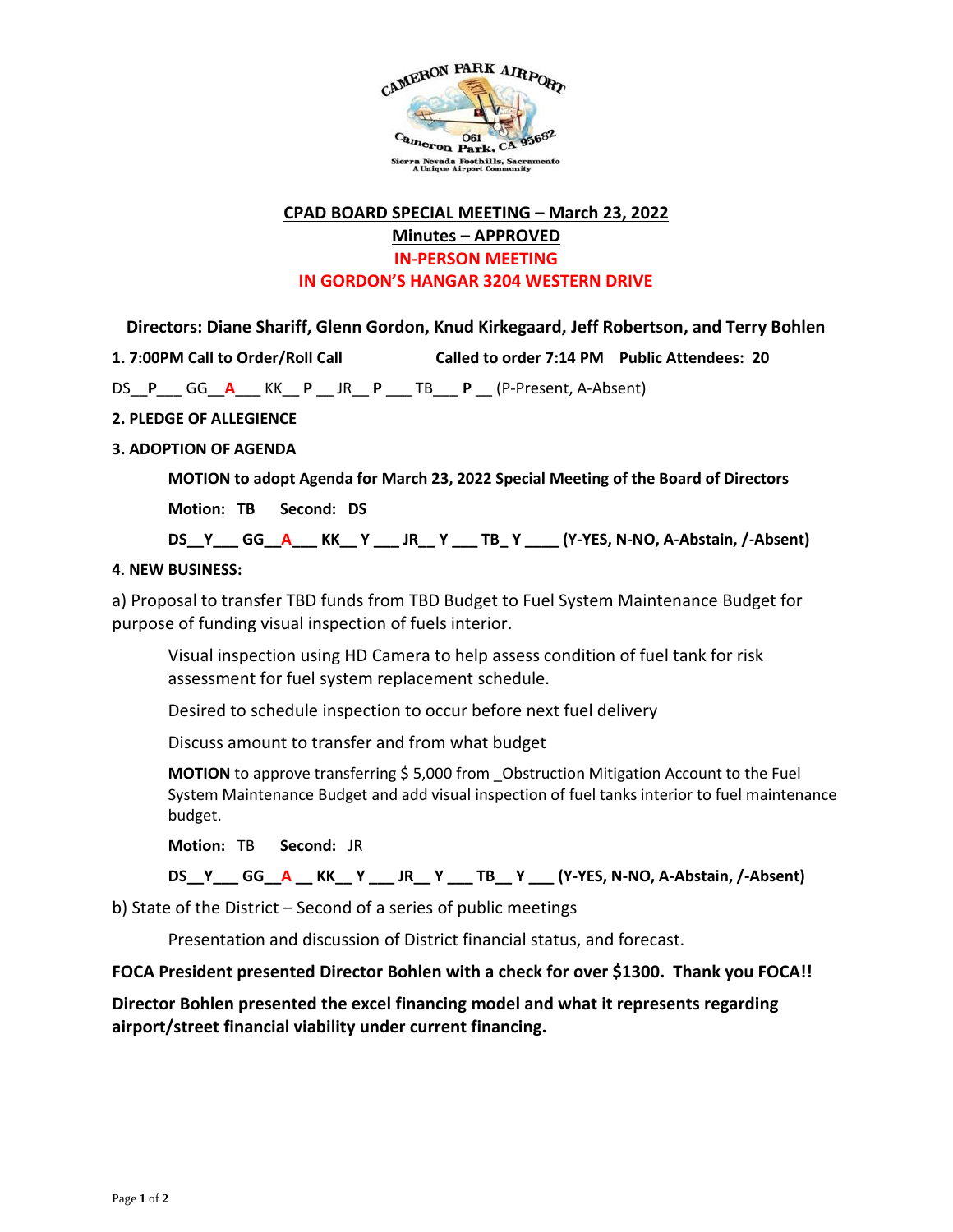**CPAD BOARD SPECIAL MEETING – March 23, 2022**

**Minutes – APPROVED**

**IN-PERSON MEETING**

**IN GORDON'S HANGAR 3204 WESTERN DRIVE**

**Directors: Diane Shariff, Glenn Gordon, Knud Kirkegaard, Jeff Robertson, and Terry Bohlen**

**1. 7:00PM Call to Order/Roll Call** **Called to order 7:14 PM Public Attendees: 20**

DS__**P**___ GG__**A**___ KK__ **P** __ JR__ **P** ___ TB___ **P** __ (P-Present, A-Absent)

**2. PLEDGE OF ALLEGIENCE**

**3. ADOPTION OF AGENDA**

**MOTION to adopt Agenda for March 23, 2022 Special Meeting of the Board of Directors**

**Motion: TB Second: DS**

**DS__Y___ GG__A___ KK__ Y ___ JR__ Y ___ TB_ Y ____ (Y-YES, N-NO, A-Abstain, /-Absent)**

**4. NEW BUSINESS:**

a) Proposal to transfer TBD funds from TBD Budget to Fuel System Maintenance Budget for purpose of funding visual inspection of fuels interior.

Visual inspection using HD Camera to help assess condition of fuel tank for risk assessment for fuel system replacement schedule.

Desired to schedule inspection to occur before next fuel delivery

Discuss amount to transfer and from what budget

**MOTION** to approve transferring $ 5,000 from _Obstruction Mitigation Account to the Fuel System Maintenance Budget and add visual inspection of fuel tanks interior to fuel maintenance budget.

**Motion:** TB **Second:** JR

**DS__Y___ GG__A __ KK__ Y ___ JR__ Y ___ TB__ Y ___ (Y-YES, N-NO, A-Abstain, /-Absent)**

b) State of the District – Second of a series of public meetings

Presentation and discussion of District financial status, and forecast.

**FOCA President presented Director Bohlen with a check for over $1300. Thank you FOCA!!**

**Director Bohlen presented the excel financing model and what it represents regarding airport/street financial viability under current financing.**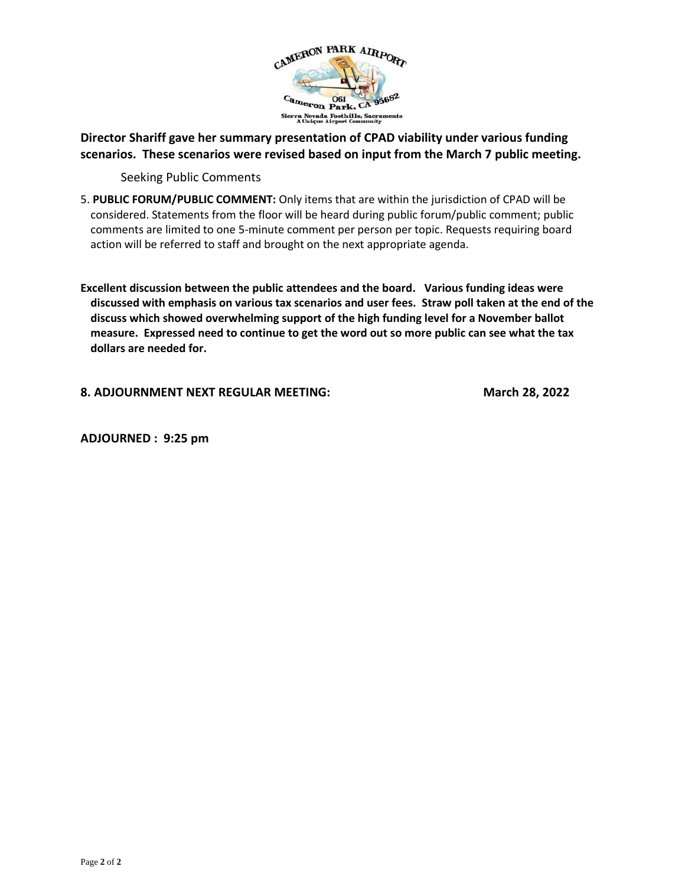**Director Shariff gave her summary presentation of CPAD viability under various funding scenarios. These scenarios were revised based on input from the March 7 public meeting.**

Seeking Public Comments

5. **PUBLIC FORUM/PUBLIC COMMENT:** Only items that are within the jurisdiction of CPAD will be considered. Statements from the floor will be heard during public forum/public comment; public comments are limited to one 5-minute comment per person per topic. Requests requiring board action will be referred to staff and brought on the next appropriate agenda.

**Excellent discussion between the public attendees and the board. Various funding ideas were discussed with emphasis on various tax scenarios and user fees. Straw poll taken at the end of the discuss which showed overwhelming support of the high funding level for a November ballot measure. Expressed need to continue to get the word out so more public can see what the tax dollars are needed for.**

**8. ADJOURNMENT NEXT REGULAR MEETING: March 28, 2022**

**ADJOURNED : 9:25 pm**